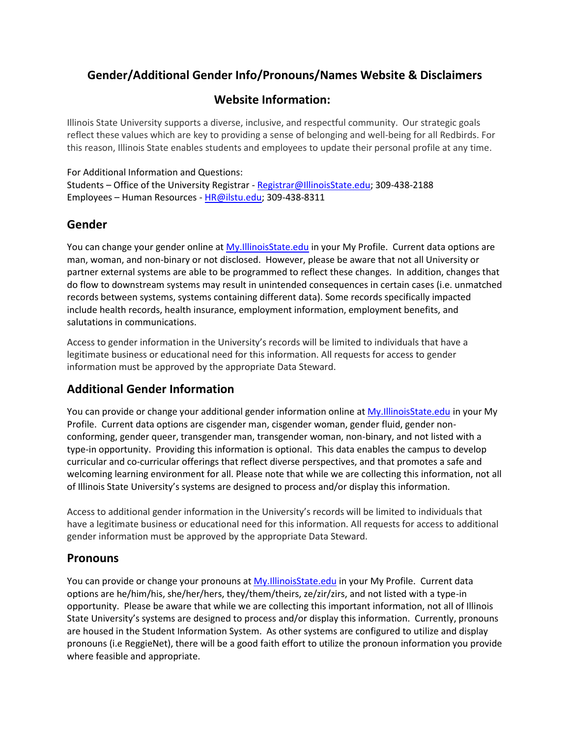# Gender/Additional Gender Info/Pronouns/Names Website & Disclaimers

## Website Information:

Illinois State University supports a diverse, inclusive, and respectful community. Our strategic goals reflect these values which are key to providing a sense of belonging and well-being for all Redbirds. For this reason, Illinois State enables students and employees to update their personal profile at any time.

For Additional Information and Questions:
Students – Office of the University Registrar - Registrar@IllinoisState.edu; 309-438-2188
Employees – Human Resources - HR@ilstu.edu; 309-438-8311

### Gender

You can change your gender online at My.IllinoisState.edu in your My Profile. Current data options are man, woman, and non-binary or not disclosed. However, please be aware that not all University or partner external systems are able to be programmed to reflect these changes. In addition, changes that do flow to downstream systems may result in unintended consequences in certain cases (i.e. unmatched records between systems, systems containing different data). Some records specifically impacted include health records, health insurance, employment information, employment benefits, and salutations in communications.

Access to gender information in the University's records will be limited to individuals that have a legitimate business or educational need for this information. All requests for access to gender information must be approved by the appropriate Data Steward.

### Additional Gender Information

You can provide or change your additional gender information online at My.IllinoisState.edu in your My Profile. Current data options are cisgender man, cisgender woman, gender fluid, gender non-conforming, gender queer, transgender man, transgender woman, non-binary, and not listed with a type-in opportunity. Providing this information is optional. This data enables the campus to develop curricular and co-curricular offerings that reflect diverse perspectives, and that promotes a safe and welcoming learning environment for all. Please note that while we are collecting this information, not all of Illinois State University's systems are designed to process and/or display this information.

Access to additional gender information in the University's records will be limited to individuals that have a legitimate business or educational need for this information. All requests for access to additional gender information must be approved by the appropriate Data Steward.

### Pronouns

You can provide or change your pronouns at My.IllinoisState.edu in your My Profile. Current data options are he/him/his, she/her/hers, they/them/theirs, ze/zir/zirs, and not listed with a type-in opportunity. Please be aware that while we are collecting this important information, not all of Illinois State University's systems are designed to process and/or display this information. Currently, pronouns are housed in the Student Information System. As other systems are configured to utilize and display pronouns (i.e ReggieNet), there will be a good faith effort to utilize the pronoun information you provide where feasible and appropriate.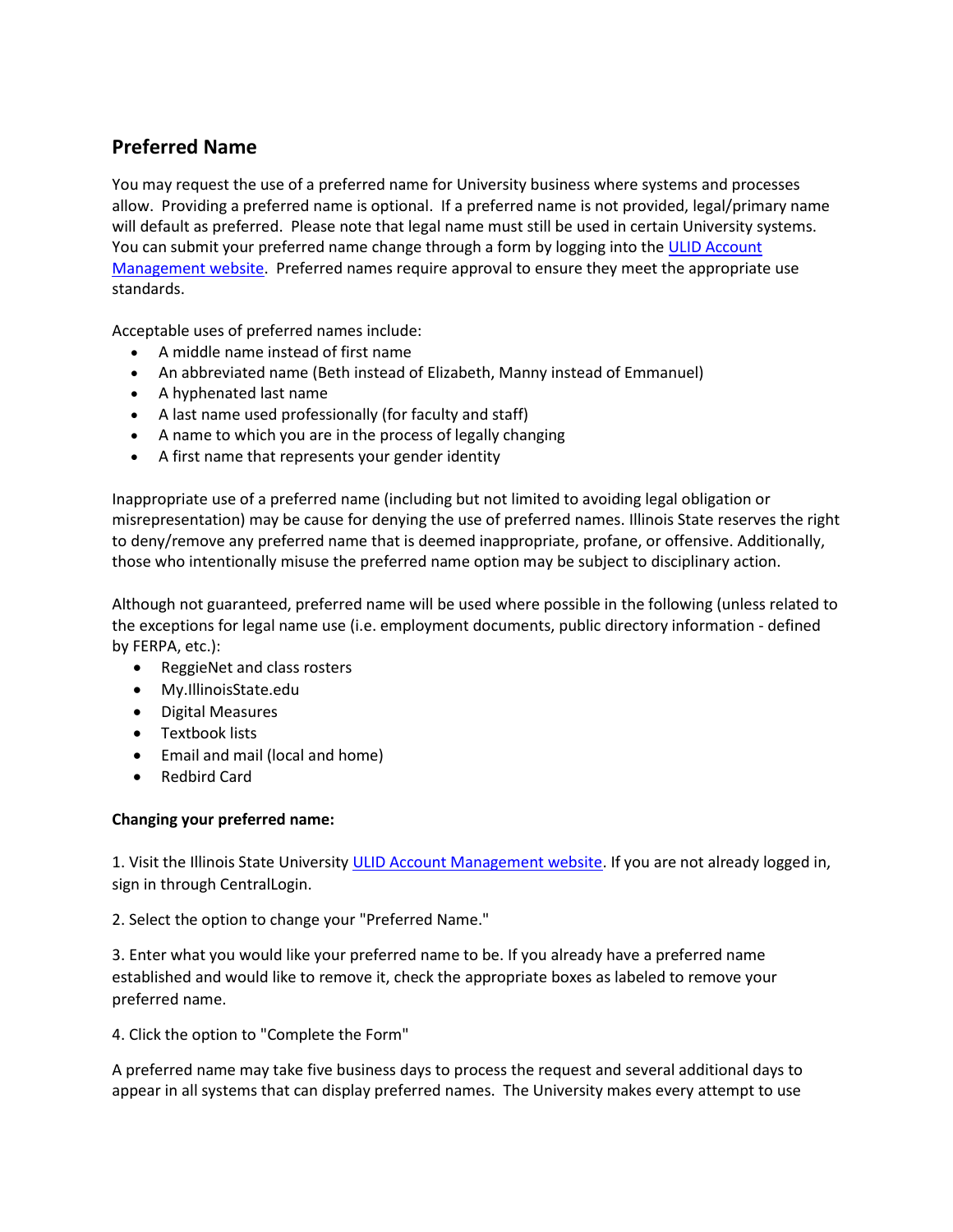## Preferred Name

You may request the use of a preferred name for University business where systems and processes allow. Providing a preferred name is optional. If a preferred name is not provided, legal/primary name will default as preferred. Please note that legal name must still be used in certain University systems. You can submit your preferred name change through a form by logging into the ULID Account Management website. Preferred names require approval to ensure they meet the appropriate use standards.

Acceptable uses of preferred names include:

- A middle name instead of first name
- An abbreviated name (Beth instead of Elizabeth, Manny instead of Emmanuel)
- A hyphenated last name
- A last name used professionally (for faculty and staff)
- A name to which you are in the process of legally changing
- A first name that represents your gender identity

Inappropriate use of a preferred name (including but not limited to avoiding legal obligation or misrepresentation) may be cause for denying the use of preferred names. Illinois State reserves the right to deny/remove any preferred name that is deemed inappropriate, profane, or offensive. Additionally, those who intentionally misuse the preferred name option may be subject to disciplinary action.

Although not guaranteed, preferred name will be used where possible in the following (unless related to the exceptions for legal name use (i.e. employment documents, public directory information - defined by FERPA, etc.):

- ReggieNet and class rosters
- My.IllinoisState.edu
- Digital Measures
- Textbook lists
- Email and mail (local and home)
- Redbird Card

**Changing your preferred name:**

1. Visit the Illinois State University ULID Account Management website. If you are not already logged in, sign in through CentralLogin.

2. Select the option to change your "Preferred Name."

3. Enter what you would like your preferred name to be. If you already have a preferred name established and would like to remove it, check the appropriate boxes as labeled to remove your preferred name.

4. Click the option to "Complete the Form"

A preferred name may take five business days to process the request and several additional days to appear in all systems that can display preferred names. The University makes every attempt to use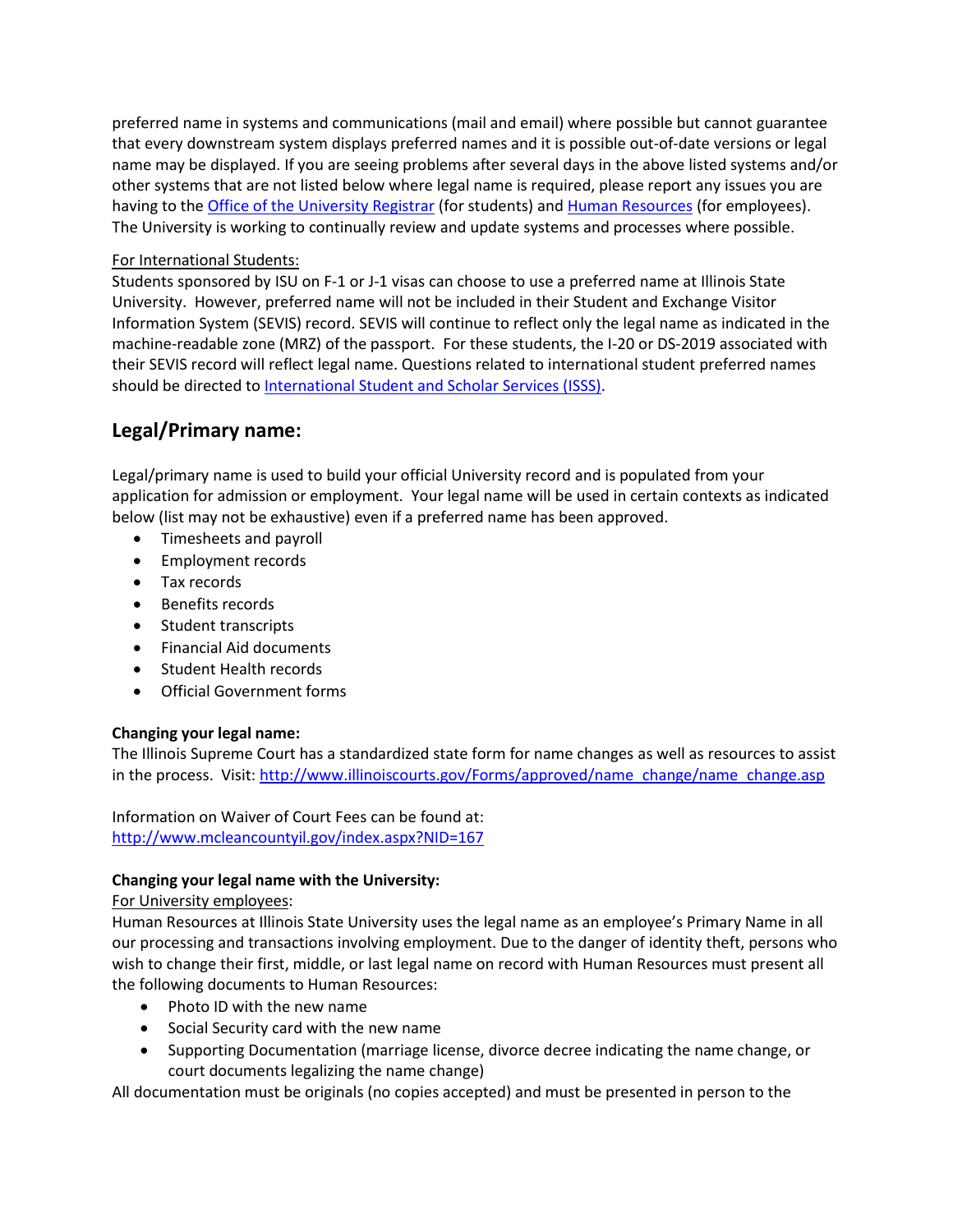preferred name in systems and communications (mail and email) where possible but cannot guarantee that every downstream system displays preferred names and it is possible out-of-date versions or legal name may be displayed. If you are seeing problems after several days in the above listed systems and/or other systems that are not listed below where legal name is required, please report any issues you are having to the [Office of the University Registrar](#) (for students) and [Human Resources](#) (for employees). The University is working to continually review and update systems and processes where possible.

<u>For International Students:</u>
Students sponsored by ISU on F-1 or J-1 visas can choose to use a preferred name at Illinois State University. However, preferred name will not be included in their Student and Exchange Visitor Information System (SEVIS) record. SEVIS will continue to reflect only the legal name as indicated in the machine-readable zone (MRZ) of the passport. For these students, the I-20 or DS-2019 associated with their SEVIS record will reflect legal name. Questions related to international student preferred names should be directed to [International Student and Scholar Services (ISSS)](#).

## Legal/Primary name:

Legal/primary name is used to build your official University record and is populated from your application for admission or employment. Your legal name will be used in certain contexts as indicated below (list may not be exhaustive) even if a preferred name has been approved.

- Timesheets and payroll
- Employment records
- Tax records
- Benefits records
- Student transcripts
- Financial Aid documents
- Student Health records
- Official Government forms

**Changing your legal name:**
The Illinois Supreme Court has a standardized state form for name changes as well as resources to assist in the process. Visit: http://www.illinoiscourts.gov/Forms/approved/name_change/name_change.asp

Information on Waiver of Court Fees can be found at:
http://www.mcleancountyil.gov/index.aspx?NID=167

**Changing your legal name with the University:**
<u>For University employees</u>:
Human Resources at Illinois State University uses the legal name as an employee's Primary Name in all our processing and transactions involving employment. Due to the danger of identity theft, persons who wish to change their first, middle, or last legal name on record with Human Resources must present all the following documents to Human Resources:

- Photo ID with the new name
- Social Security card with the new name
- Supporting Documentation (marriage license, divorce decree indicating the name change, or court documents legalizing the name change)

All documentation must be originals (no copies accepted) and must be presented in person to the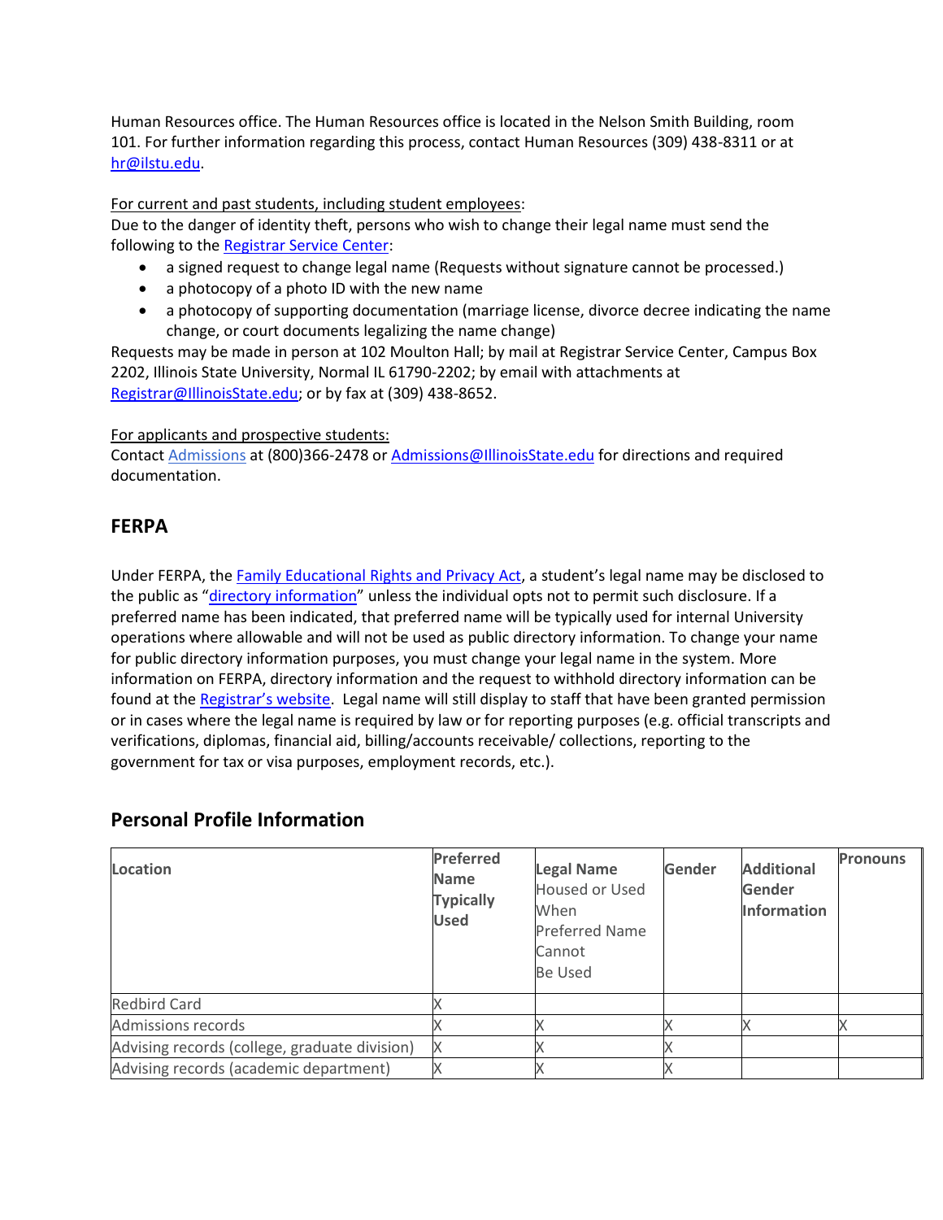Human Resources office. The Human Resources office is located in the Nelson Smith Building, room 101. For further information regarding this process, contact Human Resources (309) 438-8311 or at hr@ilstu.edu.

For current and past students, including student employees:
Due to the danger of identity theft, persons who wish to change their legal name must send the following to the Registrar Service Center:

- a signed request to change legal name (Requests without signature cannot be processed.)
- a photocopy of a photo ID with the new name
- a photocopy of supporting documentation (marriage license, divorce decree indicating the name change, or court documents legalizing the name change)

Requests may be made in person at 102 Moulton Hall; by mail at Registrar Service Center, Campus Box 2202, Illinois State University, Normal IL 61790-2202; by email with attachments at Registrar@IllinoisState.edu; or by fax at (309) 438-8652.

For applicants and prospective students:
Contact Admissions at (800)366-2478 or Admissions@IllinoisState.edu for directions and required documentation.

## FERPA

Under FERPA, the Family Educational Rights and Privacy Act, a student's legal name may be disclosed to the public as "directory information" unless the individual opts not to permit such disclosure. If a preferred name has been indicated, that preferred name will be typically used for internal University operations where allowable and will not be used as public directory information. To change your name for public directory information purposes, you must change your legal name in the system. More information on FERPA, directory information and the request to withhold directory information can be found at the Registrar's website. Legal name will still display to staff that have been granted permission or in cases where the legal name is required by law or for reporting purposes (e.g. official transcripts and verifications, diplomas, financial aid, billing/accounts receivable/ collections, reporting to the government for tax or visa purposes, employment records, etc.).

## Personal Profile Information

| Location | Preferred Name Typically Used | Legal Name Housed or Used When Preferred Name Cannot Be Used | Gender | Additional Gender Information | Pronouns |
|---|---|---|---|---|---|
| Redbird Card | X | | | | |
| Admissions records | X | X | X | X | X |
| Advising records (college, graduate division) | X | X | X | | |
| Advising records (academic department) | X | X | X | | |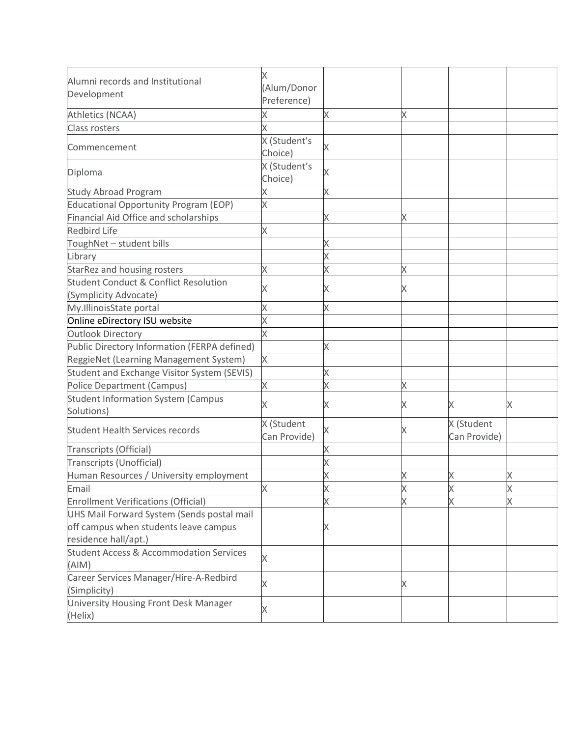| | | | | | |
|---|---|---|---|---|---|
| Alumni records and Institutional Development | X (Alum/Donor Preference) | | | | |
| Athletics (NCAA) | X | X | X | | |
| Class rosters | X | | | | |
| Commencement | X (Student's Choice) | X | | | |
| Diploma | X (Student's Choice) | X | | | |
| Study Abroad Program | X | X | | | |
| Educational Opportunity Program (EOP) | X | | | | |
| Financial Aid Office and scholarships | | X | X | | |
| Redbird Life | X | | | | |
| ToughNet – student bills | | X | | | |
| Library | | X | | | |
| StarRez and housing rosters | X | X | X | | |
| Student Conduct & Conflict Resolution (Symplicity Advocate) | X | X | X | | |
| My.IllinoisState portal | X | X | | | |
| Online eDirectory ISU website | X | | | | |
| Outlook Directory | X | | | | |
| Public Directory Information (FERPA defined) | | X | | | |
| ReggieNet (Learning Management System) | X | | | | |
| Student and Exchange Visitor System (SEVIS) | | X | | | |
| Police Department (Campus) | X | X | X | | |
| Student Information System (Campus Solutions) | X | X | X | X | X |
| Student Health Services records | X (Student Can Provide) | X | X | X (Student Can Provide) | |
| Transcripts (Official) | | X | | | |
| Transcripts (Unofficial) | | X | | | |
| Human Resources / University employment | | X | X | X | X |
| Email | X | X | X | X | X |
| Enrollment Verifications (Official) | | X | X | X | X |
| UHS Mail Forward System (Sends postal mail off campus when students leave campus residence hall/apt.) | | X | | | |
| Student Access & Accommodation Services (AIM) | X | | | | |
| Career Services Manager/Hire-A-Redbird (Simplicity) | X | | X | | |
| University Housing Front Desk Manager (Helix) | X | | | | |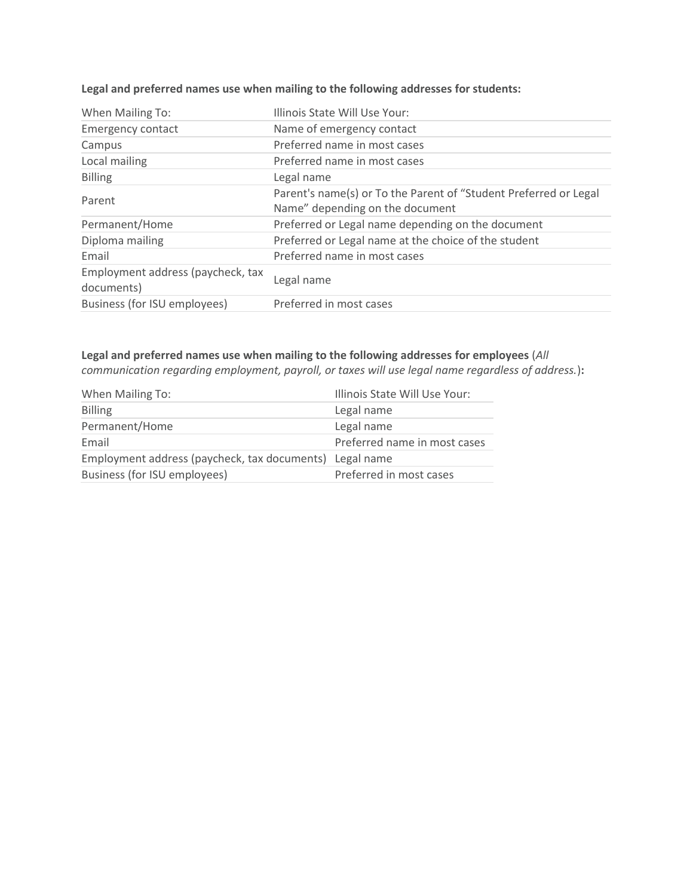**Legal and preferred names use when mailing to the following addresses for students:**

| When Mailing To: | Illinois State Will Use Your: |
|---|---|
| Emergency contact | Name of emergency contact |
| Campus | Preferred name in most cases |
| Local mailing | Preferred name in most cases |
| Billing | Legal name |
| Parent | Parent's name(s) or To the Parent of “Student Preferred or Legal Name” depending on the document |
| Permanent/Home | Preferred or Legal name depending on the document |
| Diploma mailing | Preferred or Legal name at the choice of the student |
| Email | Preferred name in most cases |
| Employment address (paycheck, tax documents) | Legal name |
| Business (for ISU employees) | Preferred in most cases |

**Legal and preferred names use when mailing to the following addresses for employees** (*All communication regarding employment, payroll, or taxes will use legal name regardless of address.*)**:**

| When Mailing To: | Illinois State Will Use Your: |
|---|---|
| Billing | Legal name |
| Permanent/Home | Legal name |
| Email | Preferred name in most cases |
| Employment address (paycheck, tax documents) | Legal name |
| Business (for ISU employees) | Preferred in most cases |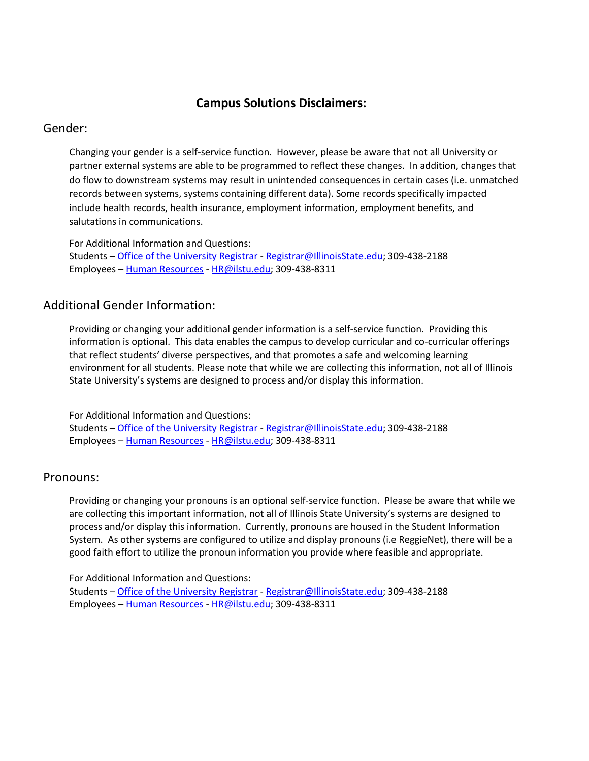# Campus Solutions Disclaimers:

## Gender:

Changing your gender is a self-service function. However, please be aware that not all University or partner external systems are able to be programmed to reflect these changes. In addition, changes that do flow to downstream systems may result in unintended consequences in certain cases (i.e. unmatched records between systems, systems containing different data). Some records specifically impacted include health records, health insurance, employment information, employment benefits, and salutations in communications.

For Additional Information and Questions:
Students – Office of the University Registrar - Registrar@IllinoisState.edu; 309-438-2188
Employees – Human Resources - HR@ilstu.edu; 309-438-8311

## Additional Gender Information:

Providing or changing your additional gender information is a self-service function. Providing this information is optional. This data enables the campus to develop curricular and co-curricular offerings that reflect students' diverse perspectives, and that promotes a safe and welcoming learning environment for all students. Please note that while we are collecting this information, not all of Illinois State University's systems are designed to process and/or display this information.

For Additional Information and Questions:
Students – Office of the University Registrar - Registrar@IllinoisState.edu; 309-438-2188
Employees – Human Resources - HR@ilstu.edu; 309-438-8311

## Pronouns:

Providing or changing your pronouns is an optional self-service function. Please be aware that while we are collecting this important information, not all of Illinois State University's systems are designed to process and/or display this information. Currently, pronouns are housed in the Student Information System. As other systems are configured to utilize and display pronouns (i.e ReggieNet), there will be a good faith effort to utilize the pronoun information you provide where feasible and appropriate.

For Additional Information and Questions:
Students – Office of the University Registrar - Registrar@IllinoisState.edu; 309-438-2188
Employees – Human Resources - HR@ilstu.edu; 309-438-8311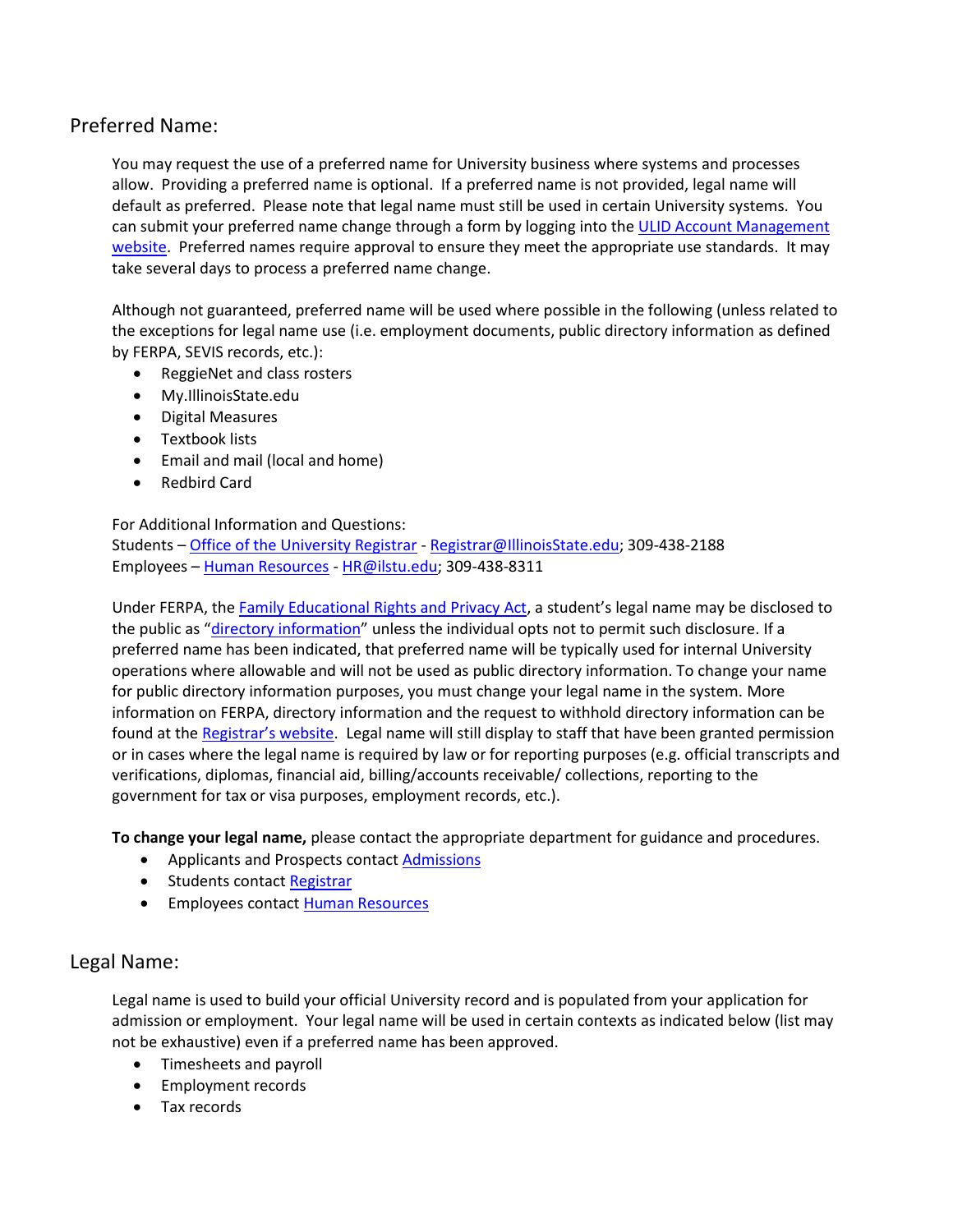## Preferred Name:

You may request the use of a preferred name for University business where systems and processes allow. Providing a preferred name is optional. If a preferred name is not provided, legal name will default as preferred. Please note that legal name must still be used in certain University systems. You can submit your preferred name change through a form by logging into the ULID Account Management website. Preferred names require approval to ensure they meet the appropriate use standards. It may take several days to process a preferred name change.

Although not guaranteed, preferred name will be used where possible in the following (unless related to the exceptions for legal name use (i.e. employment documents, public directory information as defined by FERPA, SEVIS records, etc.):

- ReggieNet and class rosters
- My.IllinoisState.edu
- Digital Measures
- Textbook lists
- Email and mail (local and home)
- Redbird Card

For Additional Information and Questions:
Students – Office of the University Registrar - Registrar@IllinoisState.edu; 309-438-2188
Employees – Human Resources - HR@ilstu.edu; 309-438-8311

Under FERPA, the Family Educational Rights and Privacy Act, a student's legal name may be disclosed to the public as "directory information" unless the individual opts not to permit such disclosure. If a preferred name has been indicated, that preferred name will be typically used for internal University operations where allowable and will not be used as public directory information. To change your name for public directory information purposes, you must change your legal name in the system. More information on FERPA, directory information and the request to withhold directory information can be found at the Registrar's website. Legal name will still display to staff that have been granted permission or in cases where the legal name is required by law or for reporting purposes (e.g. official transcripts and verifications, diplomas, financial aid, billing/accounts receivable/ collections, reporting to the government for tax or visa purposes, employment records, etc.).

**To change your legal name,** please contact the appropriate department for guidance and procedures.

- Applicants and Prospects contact Admissions
- Students contact Registrar
- Employees contact Human Resources

## Legal Name:

Legal name is used to build your official University record and is populated from your application for admission or employment. Your legal name will be used in certain contexts as indicated below (list may not be exhaustive) even if a preferred name has been approved.

- Timesheets and payroll
- Employment records
- Tax records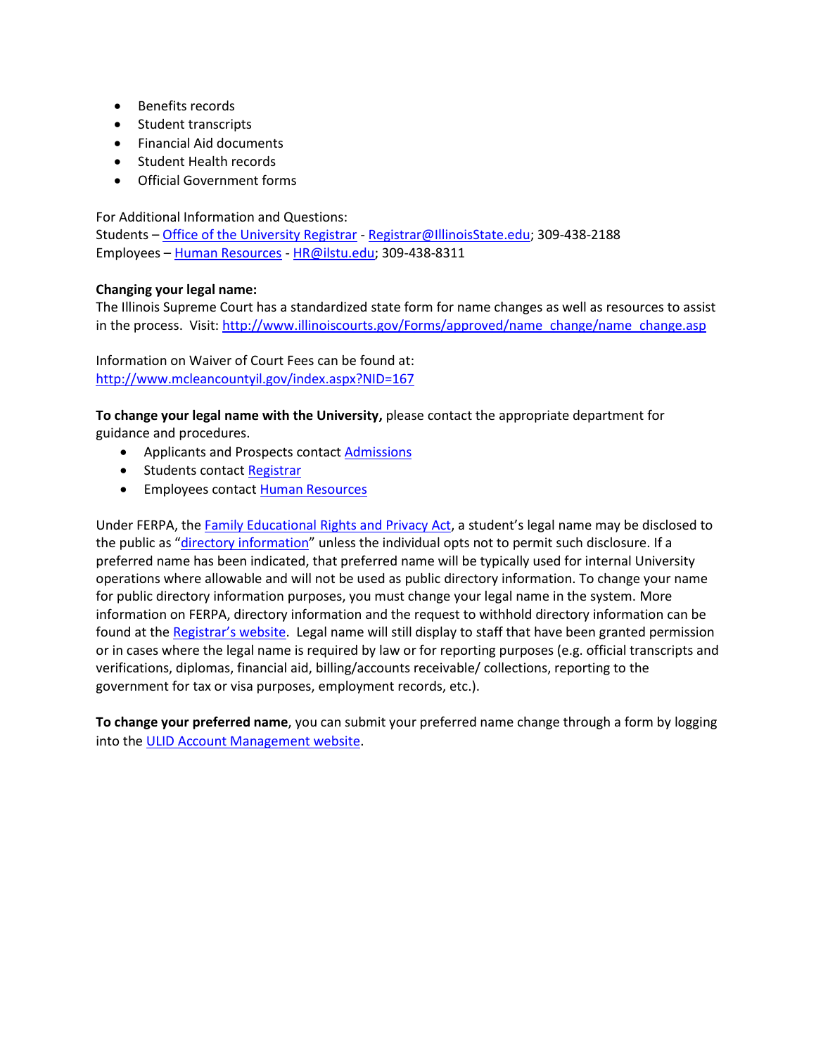- Benefits records
- Student transcripts
- Financial Aid documents
- Student Health records
- Official Government forms

For Additional Information and Questions:
Students – Office of the University Registrar - Registrar@IllinoisState.edu; 309-438-2188
Employees – Human Resources - HR@ilstu.edu; 309-438-8311

**Changing your legal name:**
The Illinois Supreme Court has a standardized state form for name changes as well as resources to assist in the process. Visit: http://www.illinoiscourts.gov/Forms/approved/name_change/name_change.asp

Information on Waiver of Court Fees can be found at:
http://www.mcleancountyil.gov/index.aspx?NID=167

**To change your legal name with the University,** please contact the appropriate department for guidance and procedures.

- Applicants and Prospects contact Admissions
- Students contact Registrar
- Employees contact Human Resources

Under FERPA, the Family Educational Rights and Privacy Act, a student's legal name may be disclosed to the public as "directory information" unless the individual opts not to permit such disclosure. If a preferred name has been indicated, that preferred name will be typically used for internal University operations where allowable and will not be used as public directory information. To change your name for public directory information purposes, you must change your legal name in the system. More information on FERPA, directory information and the request to withhold directory information can be found at the Registrar's website. Legal name will still display to staff that have been granted permission or in cases where the legal name is required by law or for reporting purposes (e.g. official transcripts and verifications, diplomas, financial aid, billing/accounts receivable/ collections, reporting to the government for tax or visa purposes, employment records, etc.).

**To change your preferred name**, you can submit your preferred name change through a form by logging into the ULID Account Management website.